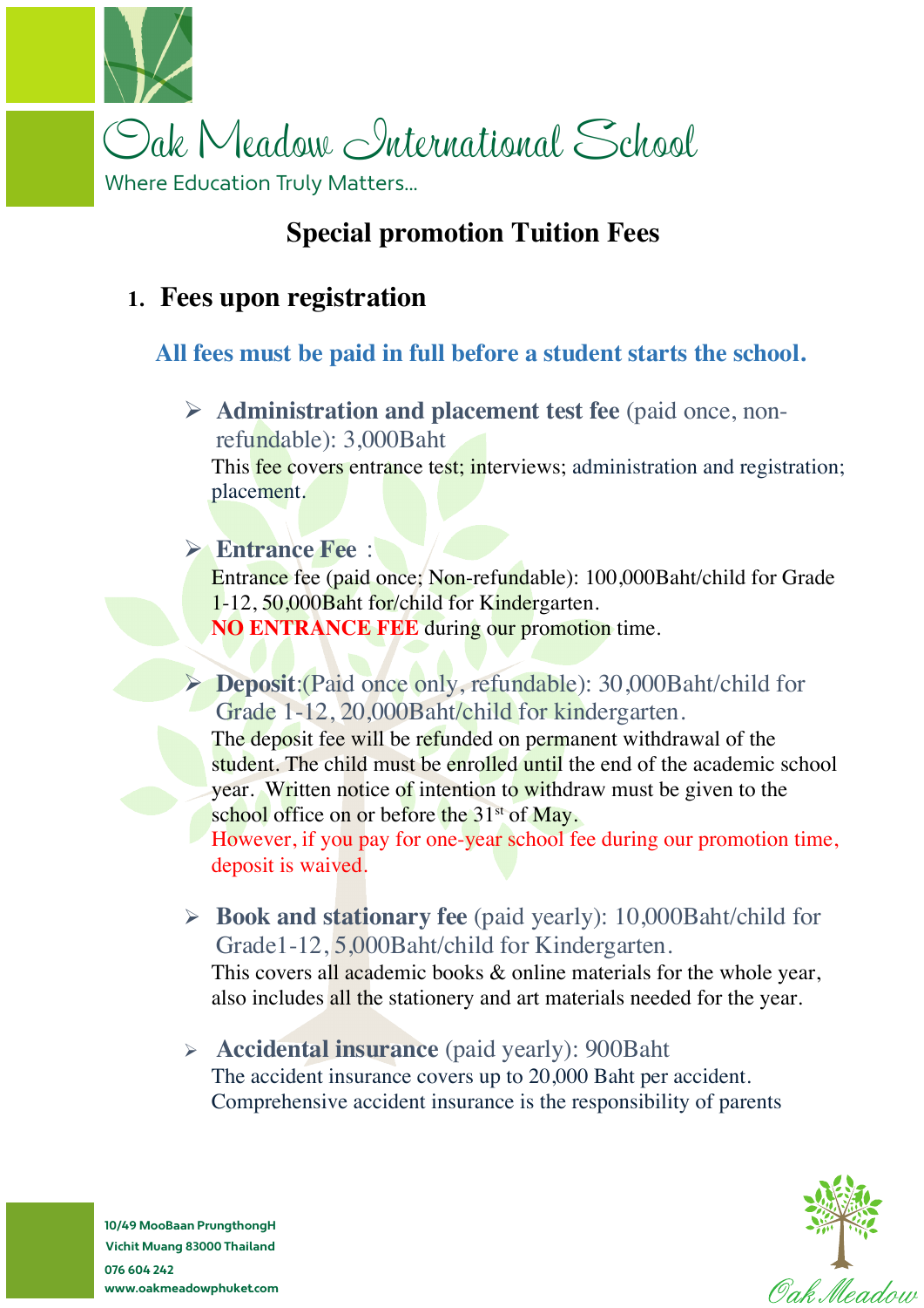# Oak Meadow International School

Where Education Truly Matters...

## Special promotion Tuition Fees

### 1. Fees upon registration

**All fees must be paid in full before a student starts the school.**

- **Administration and placement test fee** (paid once, non-refundable): 3,000Baht
  This fee covers entrance test; interviews; administration and registration; placement.

- **Entrance Fee** :
  Entrance fee (paid once; Non-refundable): 100,000Baht/child for Grade 1-12, 50,000Baht for/child for Kindergarten.
  **NO ENTRANCE FEE** during our promotion time.

- **Deposit**:(Paid once only, refundable): 30,000Baht/child for Grade 1-12, 20,000Baht/child for kindergarten.
  The deposit fee will be refunded on permanent withdrawal of the student. The child must be enrolled until the end of the academic school year. Written notice of intention to withdraw must be given to the school office on or before the 31st of May.
  However, if you pay for one-year school fee during our promotion time, deposit is waived.

- **Book and stationary fee** (paid yearly): 10,000Baht/child for Grade1-12, 5,000Baht/child for Kindergarten.
  This covers all academic books & online materials for the whole year, also includes all the stationery and art materials needed for the year.

- **Accidental insurance** (paid yearly): 900Baht
  The accident insurance covers up to 20,000 Baht per accident. Comprehensive accident insurance is the responsibility of parents

10/49 MooBaan PrungthongH
Vichit Muang 83000 Thailand
076 604 242
www.oakmeadowphuket.com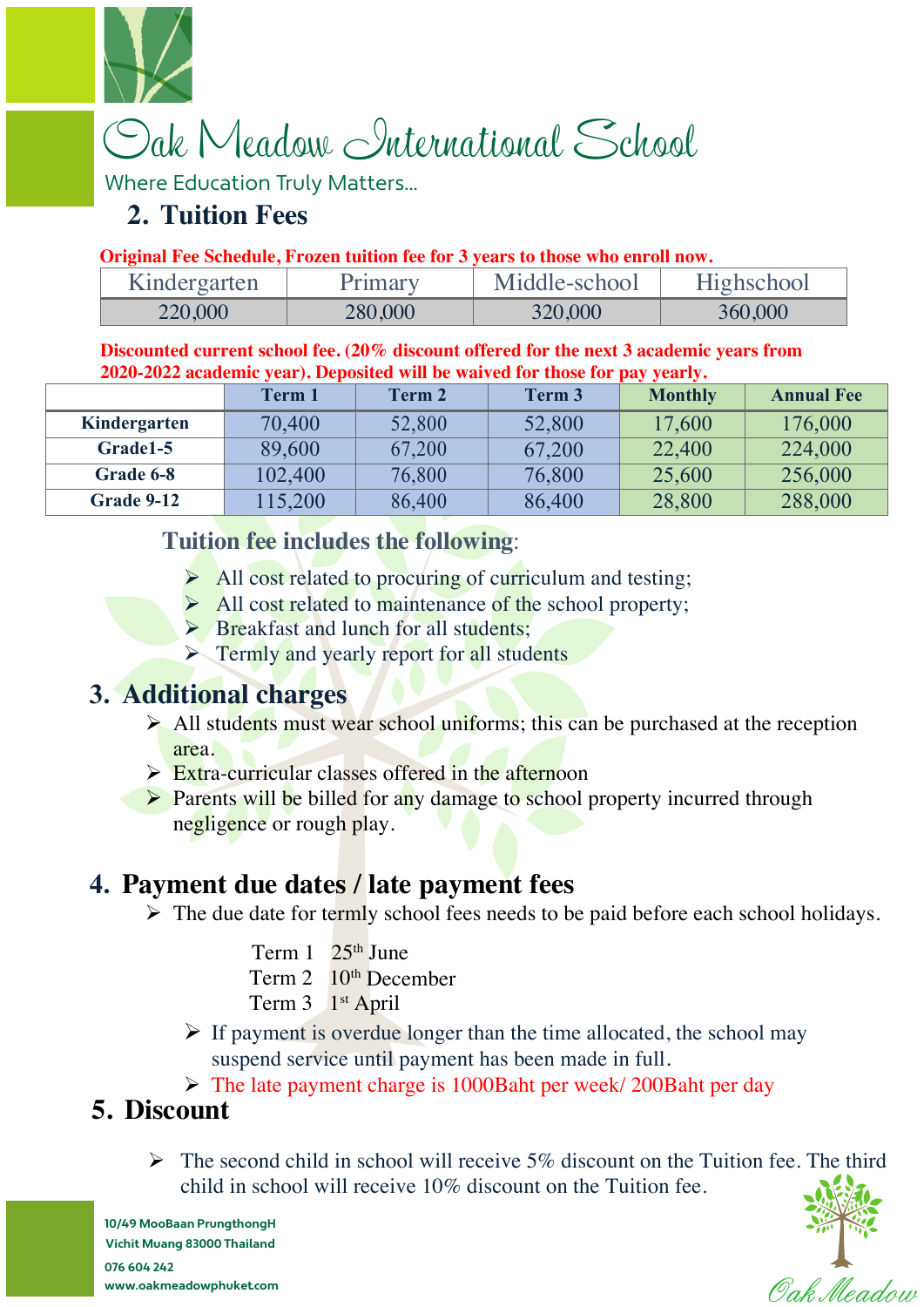# Oak Meadow International School

Where Education Truly Matters...

## 2. Tuition Fees

**Original Fee Schedule, Frozen tuition fee for 3 years to those who enroll now.**

| Kindergarten | Primary | Middle-school | Highschool |
|---|---|---|---|
| 220,000 | 280,000 | 320,000 | 360,000 |

**Discounted current school fee. (20% discount offered for the next 3 academic years from 2020-2022 academic year). Deposited will be waived for those for pay yearly.**

| | Term 1 | Term 2 | Term 3 | Monthly | Annual Fee |
|---|---|---|---|---|---|
| **Kindergarten** | 70,400 | 52,800 | 52,800 | 17,600 | 176,000 |
| **Grade1-5** | 89,600 | 67,200 | 67,200 | 22,400 | 224,000 |
| **Grade 6-8** | 102,400 | 76,800 | 76,800 | 25,600 | 256,000 |
| **Grade 9-12** | 115,200 | 86,400 | 86,400 | 28,800 | 288,000 |

**Tuition fee includes the following**:

- All cost related to procuring of curriculum and testing;
- All cost related to maintenance of the school property;
- Breakfast and lunch for all students;
- Termly and yearly report for all students

## 3. Additional charges

- All students must wear school uniforms; this can be purchased at the reception area.
- Extra-curricular classes offered in the afternoon
- Parents will be billed for any damage to school property incurred through negligence or rough play.

## 4. Payment due dates / late payment fees

- The due date for termly school fees needs to be paid before each school holidays.

  Term 1 25th June
  Term 2 10th December
  Term 3 1st April

- If payment is overdue longer than the time allocated, the school may suspend service until payment has been made in full.
- The late payment charge is 1000Baht per week/ 200Baht per day

## 5. Discount

- The second child in school will receive 5% discount on the Tuition fee. The third child in school will receive 10% discount on the Tuition fee.

10/49 MooBaan PrungthongH
Vichit Muang 83000 Thailand
076 604 242
www.oakmeadowphuket.com

Oak Meadow